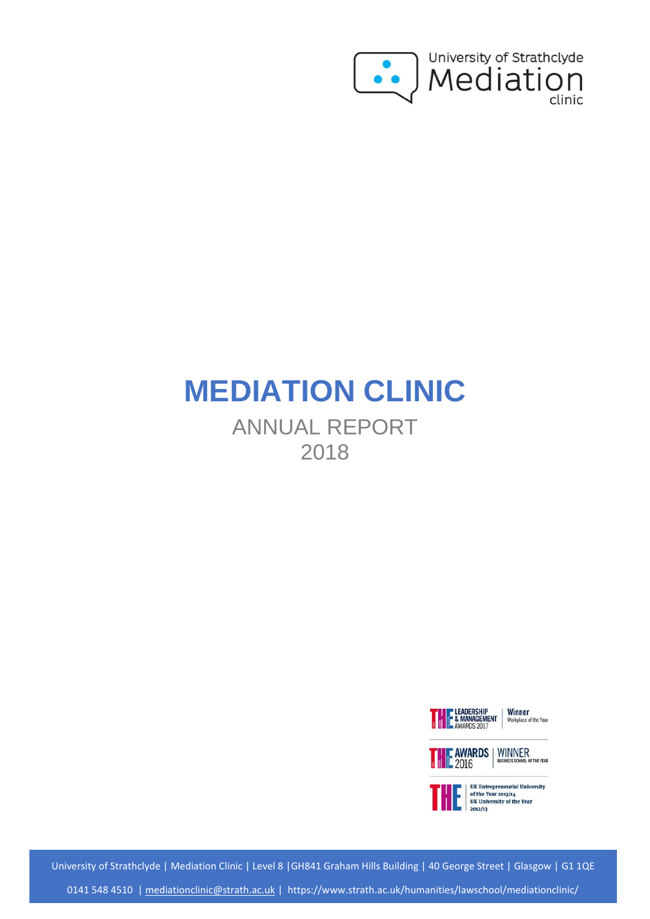University of Strathclyde Mediation clinic

# MEDIATION CLINIC

## ANNUAL REPORT 2018

THE Leadership & Management Awards 2017 | Winner Workplace of the Year

THE Awards 2016 | Winner Business School of the Year

THE | UK Entrepreneurial University of the Year 2013/14 UK University of the Year 2012/13

University of Strathclyde | Mediation Clinic | Level 8 |GH841 Graham Hills Building | 40 George Street | Glasgow | G1 1QE

0141 548 4510 | mediationclinic@strath.ac.uk | https://www.strath.ac.uk/humanities/lawschool/mediationclinic/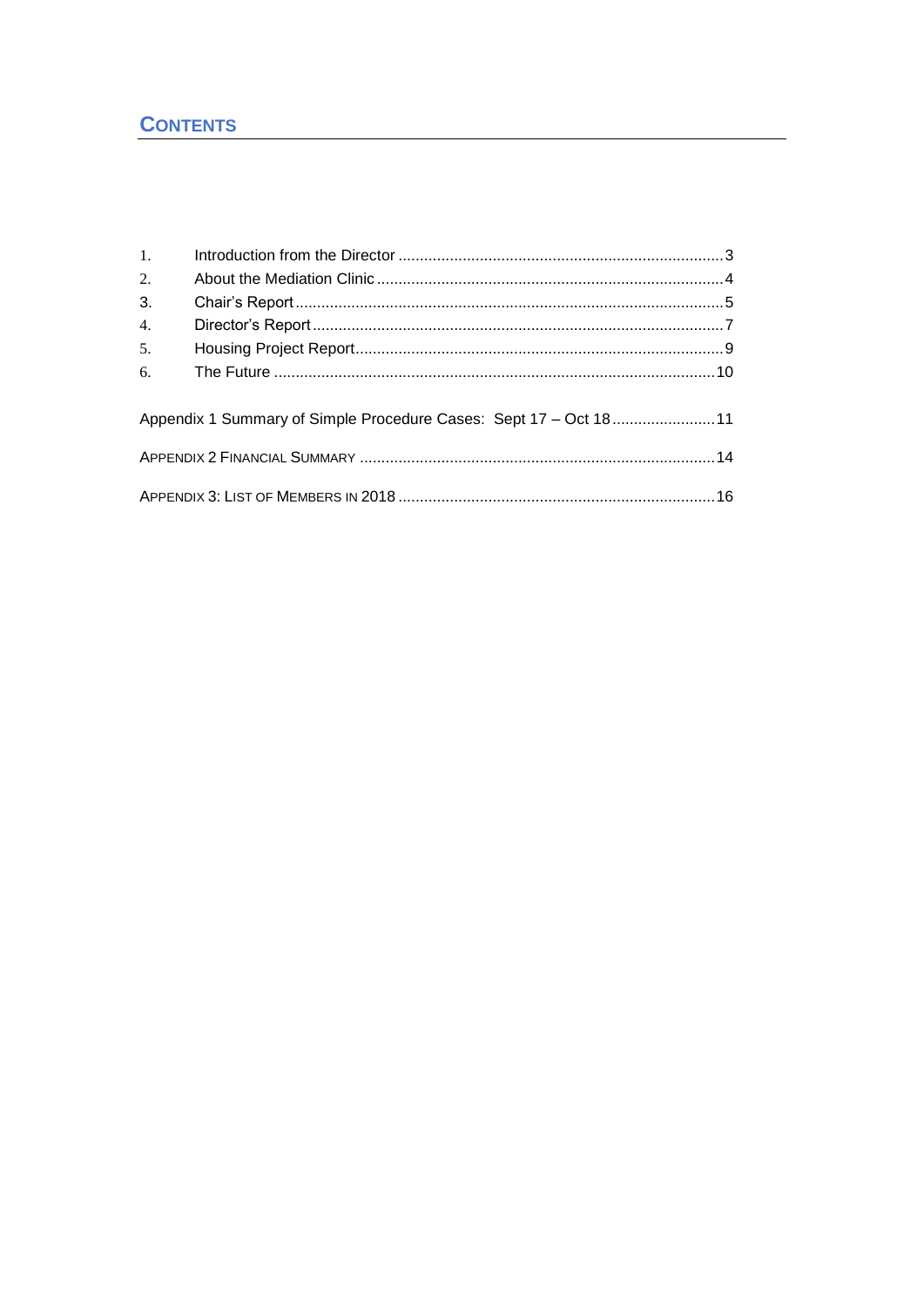# CONTENTS

1. Introduction from the Director ........................................................................... 3
2. About the Mediation Clinic ................................................................................ 4
3. Chair's Report .................................................................................................. 5
4. Director's Report .............................................................................................. 7
5. Housing Project Report..................................................................................... 9
6. The Future ...................................................................................................... 10

Appendix 1 Summary of Simple Procedure Cases: Sept 17 – Oct 18 ........................ 11

APPENDIX 2 FINANCIAL SUMMARY .................................................................................. 14

APPENDIX 3: LIST OF MEMBERS IN 2018 .......................................................................... 16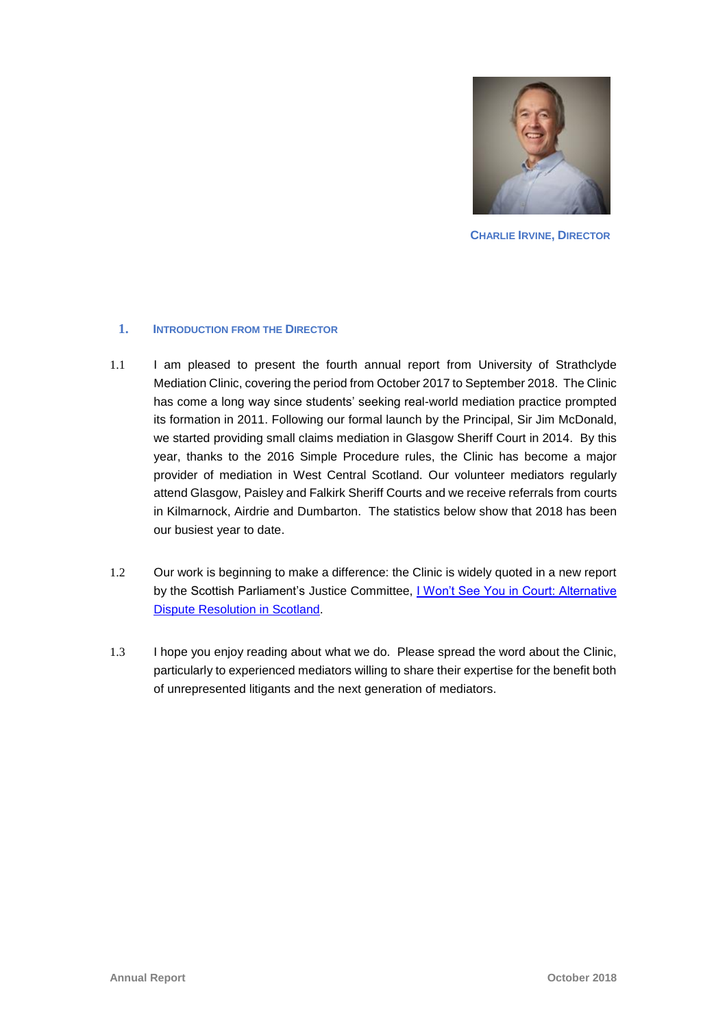**CHARLIE IRVINE, DIRECTOR**

## 1. INTRODUCTION FROM THE DIRECTOR

1.1 I am pleased to present the fourth annual report from University of Strathclyde Mediation Clinic, covering the period from October 2017 to September 2018. The Clinic has come a long way since students' seeking real-world mediation practice prompted its formation in 2011. Following our formal launch by the Principal, Sir Jim McDonald, we started providing small claims mediation in Glasgow Sheriff Court in 2014. By this year, thanks to the 2016 Simple Procedure rules, the Clinic has become a major provider of mediation in West Central Scotland. Our volunteer mediators regularly attend Glasgow, Paisley and Falkirk Sheriff Courts and we receive referrals from courts in Kilmarnock, Airdrie and Dumbarton. The statistics below show that 2018 has been our busiest year to date.

1.2 Our work is beginning to make a difference: the Clinic is widely quoted in a new report by the Scottish Parliament's Justice Committee, I Won't See You in Court: Alternative Dispute Resolution in Scotland.

1.3 I hope you enjoy reading about what we do. Please spread the word about the Clinic, particularly to experienced mediators willing to share their expertise for the benefit both of unrepresented litigants and the next generation of mediators.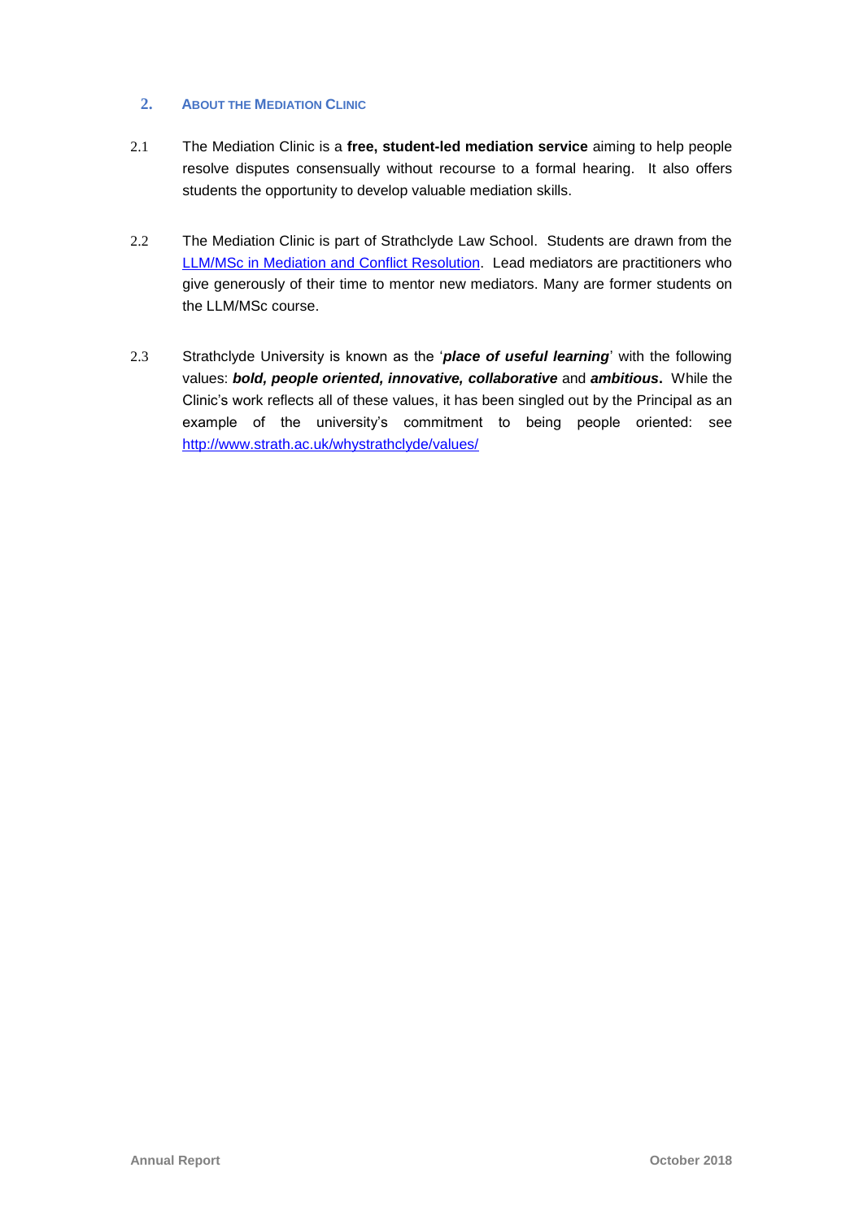## 2. About the Mediation Clinic

2.1 The Mediation Clinic is a **free, student-led mediation service** aiming to help people resolve disputes consensually without recourse to a formal hearing. It also offers students the opportunity to develop valuable mediation skills.

2.2 The Mediation Clinic is part of Strathclyde Law School. Students are drawn from the LLM/MSc in Mediation and Conflict Resolution. Lead mediators are practitioners who give generously of their time to mentor new mediators. Many are former students on the LLM/MSc course.

2.3 Strathclyde University is known as the '***place of useful learning***' with the following values: ***bold, people oriented, innovative, collaborative*** and ***ambitious*****.** While the Clinic's work reflects all of these values, it has been singled out by the Principal as an example of the university's commitment to being people oriented: see http://www.strath.ac.uk/whystrathclyde/values/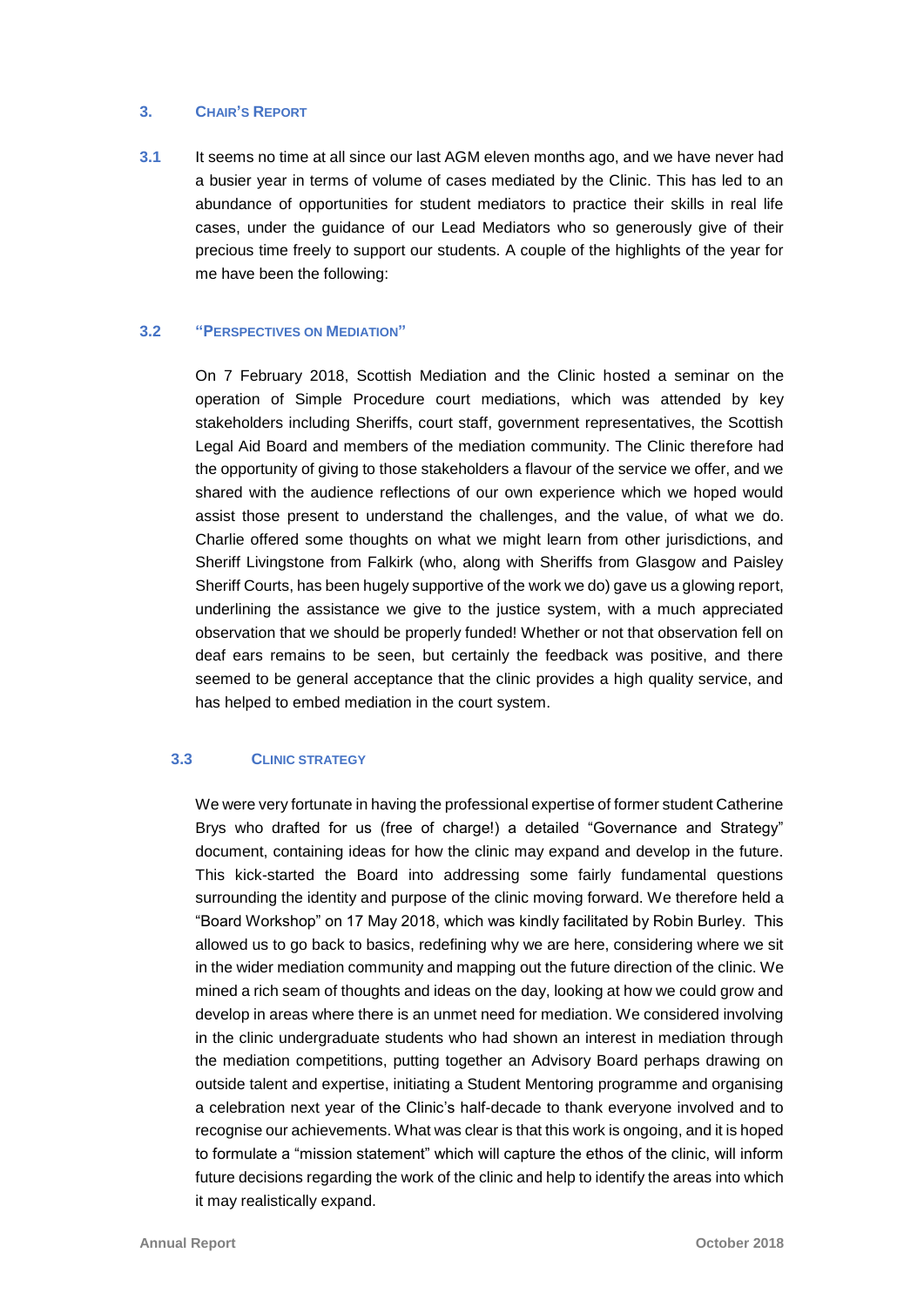## 3. Chair's Report

**3.1** It seems no time at all since our last AGM eleven months ago, and we have never had a busier year in terms of volume of cases mediated by the Clinic. This has led to an abundance of opportunities for student mediators to practice their skills in real life cases, under the guidance of our Lead Mediators who so generously give of their precious time freely to support our students. A couple of the highlights of the year for me have been the following:

### 3.2 "Perspectives on Mediation"

On 7 February 2018, Scottish Mediation and the Clinic hosted a seminar on the operation of Simple Procedure court mediations, which was attended by key stakeholders including Sheriffs, court staff, government representatives, the Scottish Legal Aid Board and members of the mediation community. The Clinic therefore had the opportunity of giving to those stakeholders a flavour of the service we offer, and we shared with the audience reflections of our own experience which we hoped would assist those present to understand the challenges, and the value, of what we do. Charlie offered some thoughts on what we might learn from other jurisdictions, and Sheriff Livingstone from Falkirk (who, along with Sheriffs from Glasgow and Paisley Sheriff Courts, has been hugely supportive of the work we do) gave us a glowing report, underlining the assistance we give to the justice system, with a much appreciated observation that we should be properly funded! Whether or not that observation fell on deaf ears remains to be seen, but certainly the feedback was positive, and there seemed to be general acceptance that the clinic provides a high quality service, and has helped to embed mediation in the court system.

### 3.3 Clinic Strategy

We were very fortunate in having the professional expertise of former student Catherine Brys who drafted for us (free of charge!) a detailed "Governance and Strategy" document, containing ideas for how the clinic may expand and develop in the future. This kick-started the Board into addressing some fairly fundamental questions surrounding the identity and purpose of the clinic moving forward. We therefore held a "Board Workshop" on 17 May 2018, which was kindly facilitated by Robin Burley. This allowed us to go back to basics, redefining why we are here, considering where we sit in the wider mediation community and mapping out the future direction of the clinic. We mined a rich seam of thoughts and ideas on the day, looking at how we could grow and develop in areas where there is an unmet need for mediation. We considered involving in the clinic undergraduate students who had shown an interest in mediation through the mediation competitions, putting together an Advisory Board perhaps drawing on outside talent and expertise, initiating a Student Mentoring programme and organising a celebration next year of the Clinic's half-decade to thank everyone involved and to recognise our achievements. What was clear is that this work is ongoing, and it is hoped to formulate a "mission statement" which will capture the ethos of the clinic, will inform future decisions regarding the work of the clinic and help to identify the areas into which it may realistically expand.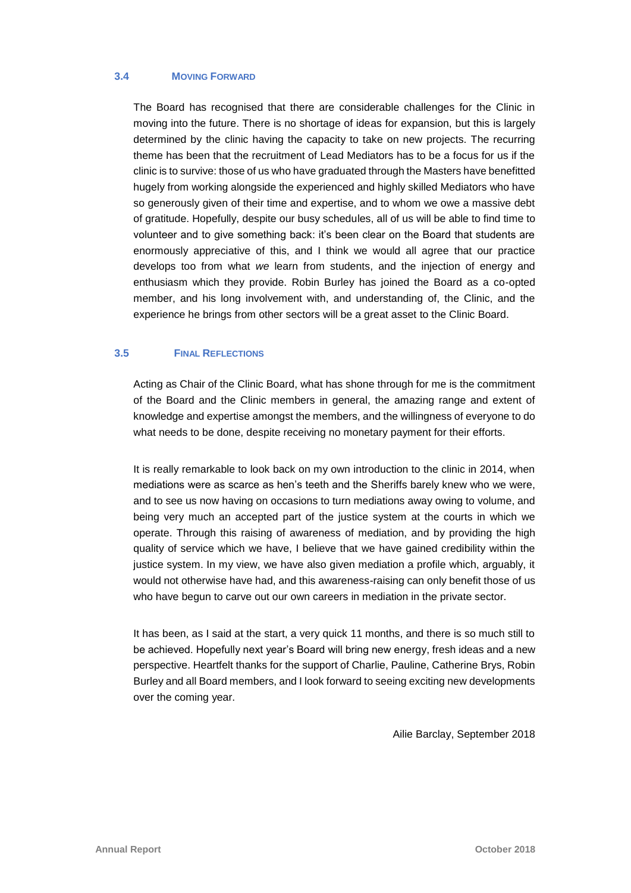### 3.4 MOVING FORWARD

The Board has recognised that there are considerable challenges for the Clinic in moving into the future. There is no shortage of ideas for expansion, but this is largely determined by the clinic having the capacity to take on new projects. The recurring theme has been that the recruitment of Lead Mediators has to be a focus for us if the clinic is to survive: those of us who have graduated through the Masters have benefitted hugely from working alongside the experienced and highly skilled Mediators who have so generously given of their time and expertise, and to whom we owe a massive debt of gratitude. Hopefully, despite our busy schedules, all of us will be able to find time to volunteer and to give something back: it's been clear on the Board that students are enormously appreciative of this, and I think we would all agree that our practice develops too from what *we* learn from students, and the injection of energy and enthusiasm which they provide. Robin Burley has joined the Board as a co-opted member, and his long involvement with, and understanding of, the Clinic, and the experience he brings from other sectors will be a great asset to the Clinic Board.

### 3.5 FINAL REFLECTIONS

Acting as Chair of the Clinic Board, what has shone through for me is the commitment of the Board and the Clinic members in general, the amazing range and extent of knowledge and expertise amongst the members, and the willingness of everyone to do what needs to be done, despite receiving no monetary payment for their efforts.

It is really remarkable to look back on my own introduction to the clinic in 2014, when mediations were as scarce as hen's teeth and the Sheriffs barely knew who we were, and to see us now having on occasions to turn mediations away owing to volume, and being very much an accepted part of the justice system at the courts in which we operate. Through this raising of awareness of mediation, and by providing the high quality of service which we have, I believe that we have gained credibility within the justice system. In my view, we have also given mediation a profile which, arguably, it would not otherwise have had, and this awareness-raising can only benefit those of us who have begun to carve out our own careers in mediation in the private sector.

It has been, as I said at the start, a very quick 11 months, and there is so much still to be achieved. Hopefully next year's Board will bring new energy, fresh ideas and a new perspective. Heartfelt thanks for the support of Charlie, Pauline, Catherine Brys, Robin Burley and all Board members, and I look forward to seeing exciting new developments over the coming year.

Ailie Barclay, September 2018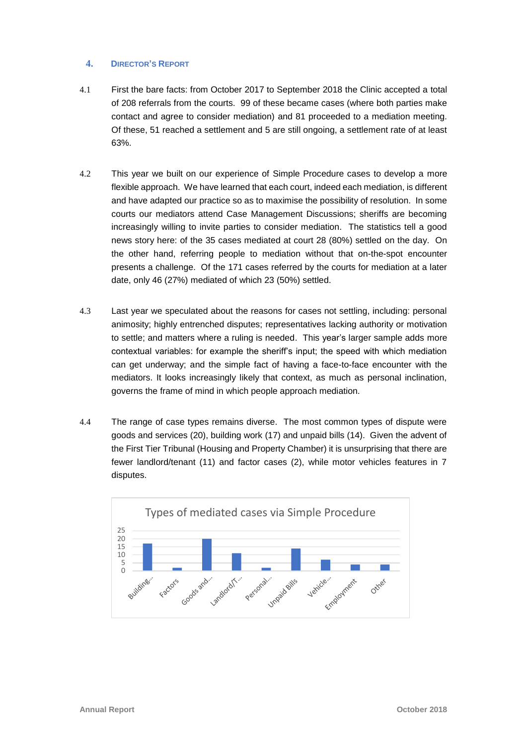## 4. Director's Report

4.1 First the bare facts: from October 2017 to September 2018 the Clinic accepted a total of 208 referrals from the courts. 99 of these became cases (where both parties make contact and agree to consider mediation) and 81 proceeded to a mediation meeting. Of these, 51 reached a settlement and 5 are still ongoing, a settlement rate of at least 63%.

4.2 This year we built on our experience of Simple Procedure cases to develop a more flexible approach. We have learned that each court, indeed each mediation, is different and have adapted our practice so as to maximise the possibility of resolution. In some courts our mediators attend Case Management Discussions; sheriffs are becoming increasingly willing to invite parties to consider mediation. The statistics tell a good news story here: of the 35 cases mediated at court 28 (80%) settled on the day. On the other hand, referring people to mediation without that on-the-spot encounter presents a challenge. Of the 171 cases referred by the courts for mediation at a later date, only 46 (27%) mediated of which 23 (50%) settled.

4.3 Last year we speculated about the reasons for cases not settling, including: personal animosity; highly entrenched disputes; representatives lacking authority or motivation to settle; and matters where a ruling is needed. This year's larger sample adds more contextual variables: for example the sheriff's input; the speed with which mediation can get underway; and the simple fact of having a face-to-face encounter with the mediators. It looks increasingly likely that context, as much as personal inclination, governs the frame of mind in which people approach mediation.

4.4 The range of case types remains diverse. The most common types of dispute were goods and services (20), building work (17) and unpaid bills (14). Given the advent of the First Tier Tribunal (Housing and Property Chamber) it is unsurprising that there are fewer landlord/tenant (11) and factor cases (2), while motor vehicles features in 7 disputes.

Types of mediated cases via Simple Procedure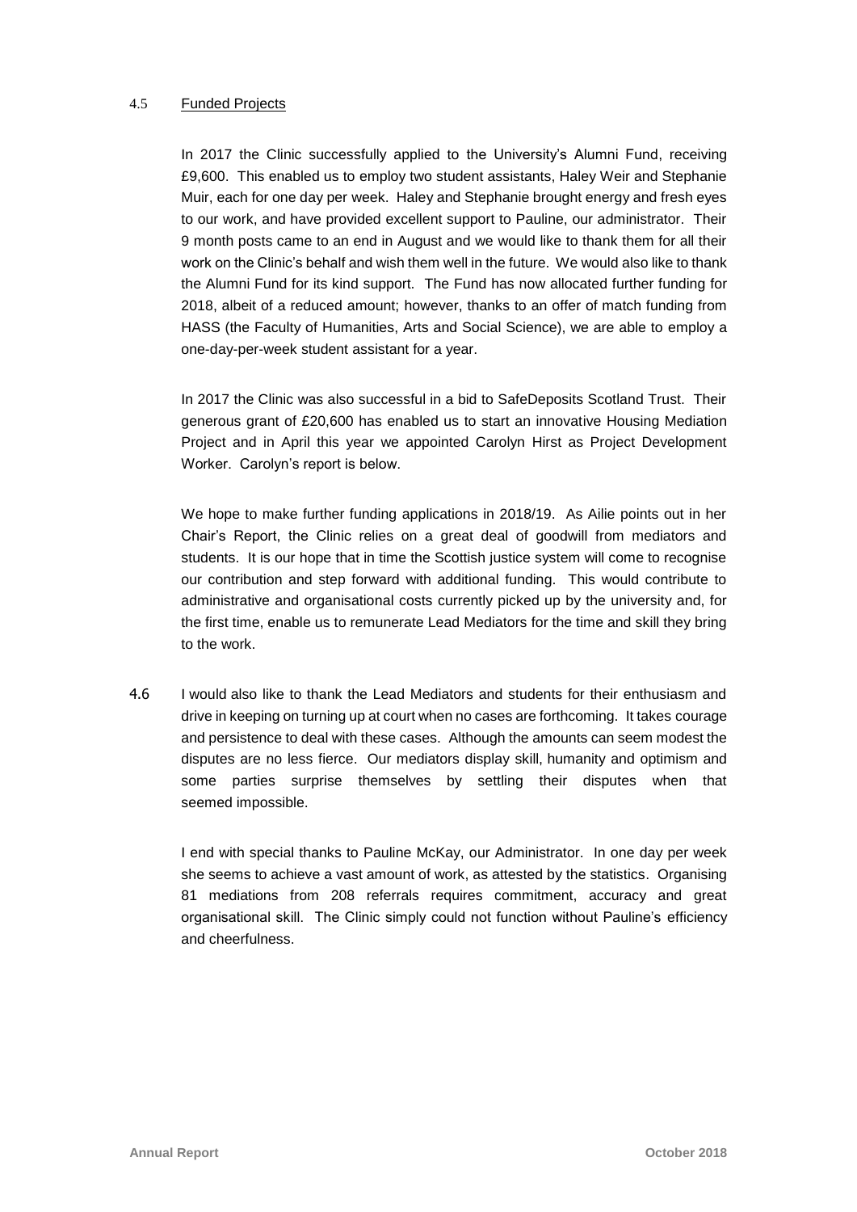## 4.5 Funded Projects

In 2017 the Clinic successfully applied to the University's Alumni Fund, receiving £9,600. This enabled us to employ two student assistants, Haley Weir and Stephanie Muir, each for one day per week. Haley and Stephanie brought energy and fresh eyes to our work, and have provided excellent support to Pauline, our administrator. Their 9 month posts came to an end in August and we would like to thank them for all their work on the Clinic's behalf and wish them well in the future. We would also like to thank the Alumni Fund for its kind support. The Fund has now allocated further funding for 2018, albeit of a reduced amount; however, thanks to an offer of match funding from HASS (the Faculty of Humanities, Arts and Social Science), we are able to employ a one-day-per-week student assistant for a year.

In 2017 the Clinic was also successful in a bid to SafeDeposits Scotland Trust. Their generous grant of £20,600 has enabled us to start an innovative Housing Mediation Project and in April this year we appointed Carolyn Hirst as Project Development Worker. Carolyn's report is below.

We hope to make further funding applications in 2018/19. As Ailie points out in her Chair's Report, the Clinic relies on a great deal of goodwill from mediators and students. It is our hope that in time the Scottish justice system will come to recognise our contribution and step forward with additional funding. This would contribute to administrative and organisational costs currently picked up by the university and, for the first time, enable us to remunerate Lead Mediators for the time and skill they bring to the work.

4.6 I would also like to thank the Lead Mediators and students for their enthusiasm and drive in keeping on turning up at court when no cases are forthcoming. It takes courage and persistence to deal with these cases. Although the amounts can seem modest the disputes are no less fierce. Our mediators display skill, humanity and optimism and some parties surprise themselves by settling their disputes when that seemed impossible.

I end with special thanks to Pauline McKay, our Administrator. In one day per week she seems to achieve a vast amount of work, as attested by the statistics. Organising 81 mediations from 208 referrals requires commitment, accuracy and great organisational skill. The Clinic simply could not function without Pauline's efficiency and cheerfulness.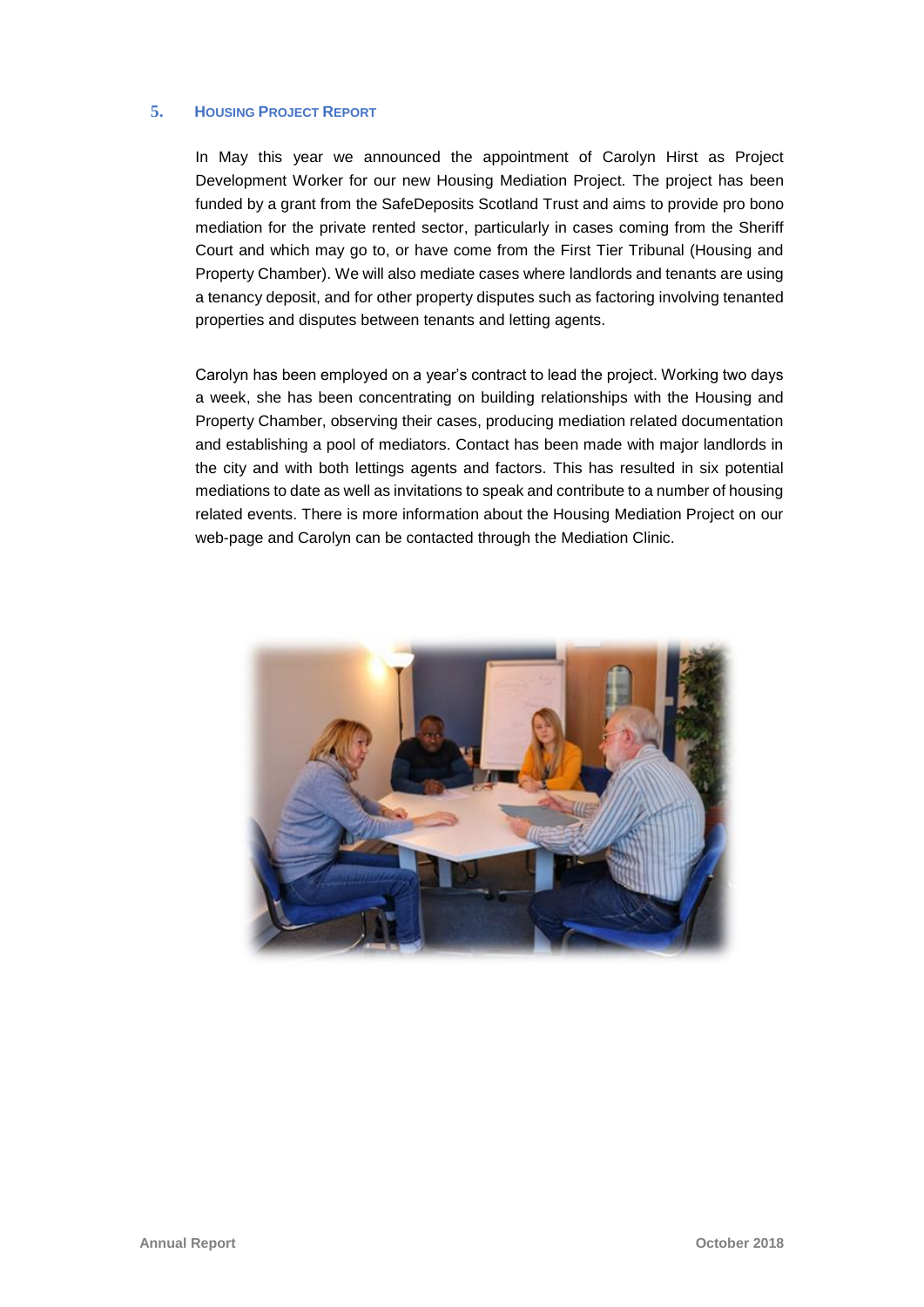## 5. Housing Project Report

In May this year we announced the appointment of Carolyn Hirst as Project Development Worker for our new Housing Mediation Project. The project has been funded by a grant from the SafeDeposits Scotland Trust and aims to provide pro bono mediation for the private rented sector, particularly in cases coming from the Sheriff Court and which may go to, or have come from the First Tier Tribunal (Housing and Property Chamber). We will also mediate cases where landlords and tenants are using a tenancy deposit, and for other property disputes such as factoring involving tenanted properties and disputes between tenants and letting agents.

Carolyn has been employed on a year's contract to lead the project. Working two days a week, she has been concentrating on building relationships with the Housing and Property Chamber, observing their cases, producing mediation related documentation and establishing a pool of mediators. Contact has been made with major landlords in the city and with both lettings agents and factors. This has resulted in six potential mediations to date as well as invitations to speak and contribute to a number of housing related events. There is more information about the Housing Mediation Project on our web-page and Carolyn can be contacted through the Mediation Clinic.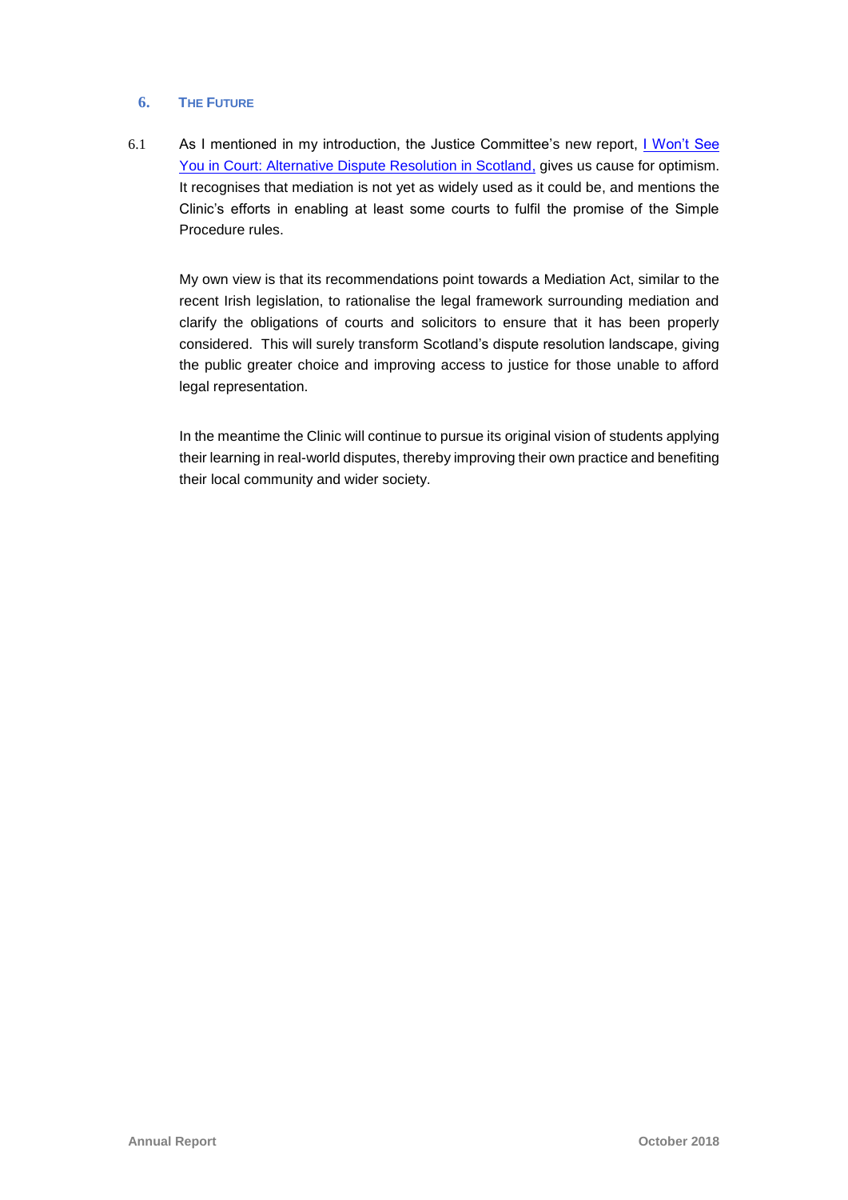## 6. THE FUTURE

6.1 As I mentioned in my introduction, the Justice Committee's new report, [I Won't See You in Court: Alternative Dispute Resolution in Scotland,]() gives us cause for optimism. It recognises that mediation is not yet as widely used as it could be, and mentions the Clinic's efforts in enabling at least some courts to fulfil the promise of the Simple Procedure rules.

My own view is that its recommendations point towards a Mediation Act, similar to the recent Irish legislation, to rationalise the legal framework surrounding mediation and clarify the obligations of courts and solicitors to ensure that it has been properly considered. This will surely transform Scotland's dispute resolution landscape, giving the public greater choice and improving access to justice for those unable to afford legal representation.

In the meantime the Clinic will continue to pursue its original vision of students applying their learning in real-world disputes, thereby improving their own practice and benefiting their local community and wider society.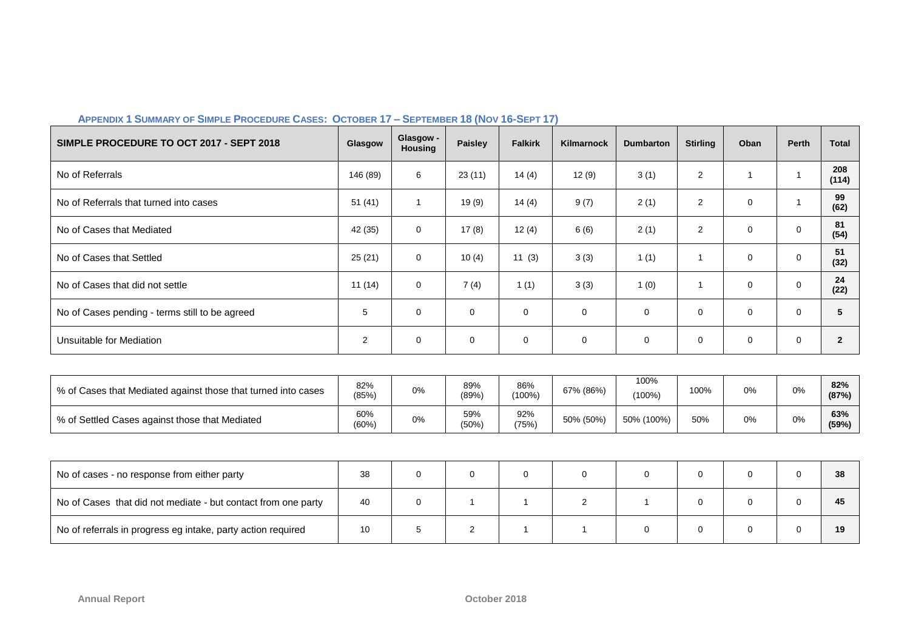### APPENDIX 1 SUMMARY OF SIMPLE PROCEDURE CASES: OCTOBER 17 – SEPTEMBER 18 (NOV 16-SEPT 17)

| SIMPLE PROCEDURE TO OCT 2017 - SEPT 2018 | Glasgow | Glasgow - Housing | Paisley | Falkirk | Kilmarnock | Dumbarton | Stirling | Oban | Perth | Total |
|---|---|---|---|---|---|---|---|---|---|---|
| No of Referrals | 146 (89) | 6 | 23 (11) | 14 (4) | 12 (9) | 3 (1) | 2 | 1 | 1 | **208 (114)** |
| No of Referrals that turned into cases | 51 (41) | 1 | 19 (9) | 14 (4) | 9 (7) | 2 (1) | 2 | 0 | 1 | **99 (62)** |
| No of Cases that Mediated | 42 (35) | 0 | 17 (8) | 12 (4) | 6 (6) | 2 (1) | 2 | 0 | 0 | **81 (54)** |
| No of Cases that Settled | 25 (21) | 0 | 10 (4) | 11 (3) | 3 (3) | 1 (1) | 1 | 0 | 0 | **51 (32)** |
| No of Cases that did not settle | 11 (14) | 0 | 7 (4) | 1 (1) | 3 (3) | 1 (0) | 1 | 0 | 0 | **24 (22)** |
| No of Cases pending - terms still to be agreed | 5 | 0 | 0 | 0 | 0 | 0 | 0 | 0 | 0 | **5** |
| Unsuitable for Mediation | 2 | 0 | 0 | 0 | 0 | 0 | 0 | 0 | 0 | **2** |

| | Glasgow | Glasgow - Housing | Paisley | Falkirk | Kilmarnock | Dumbarton | Stirling | Oban | Perth | Total |
|---|---|---|---|---|---|---|---|---|---|---|
| % of Cases that Mediated against those that turned into cases | 82% (85%) | 0% | 89% (89%) | 86% (100%) | 67% (86%) | 100% (100%) | 100% | 0% | 0% | **82% (87%)** |
| % of Settled Cases against those that Mediated | 60% (60%) | 0% | 59% (50%) | 92% (75%) | 50% (50%) | 50% (100%) | 50% | 0% | 0% | **63% (59%)** |

| | Glasgow | Glasgow - Housing | Paisley | Falkirk | Kilmarnock | Dumbarton | Stirling | Oban | Perth | Total |
|---|---|---|---|---|---|---|---|---|---|---|
| No of cases - no response from either party | 38 | 0 | 0 | 0 | 0 | 0 | 0 | 0 | 0 | **38** |
| No of Cases that did not mediate - but contact from one party | 40 | 0 | 1 | 1 | 2 | 1 | 0 | 0 | 0 | **45** |
| No of referrals in progress eg intake, party action required | 10 | 5 | 2 | 1 | 1 | 0 | 0 | 0 | 0 | **19** |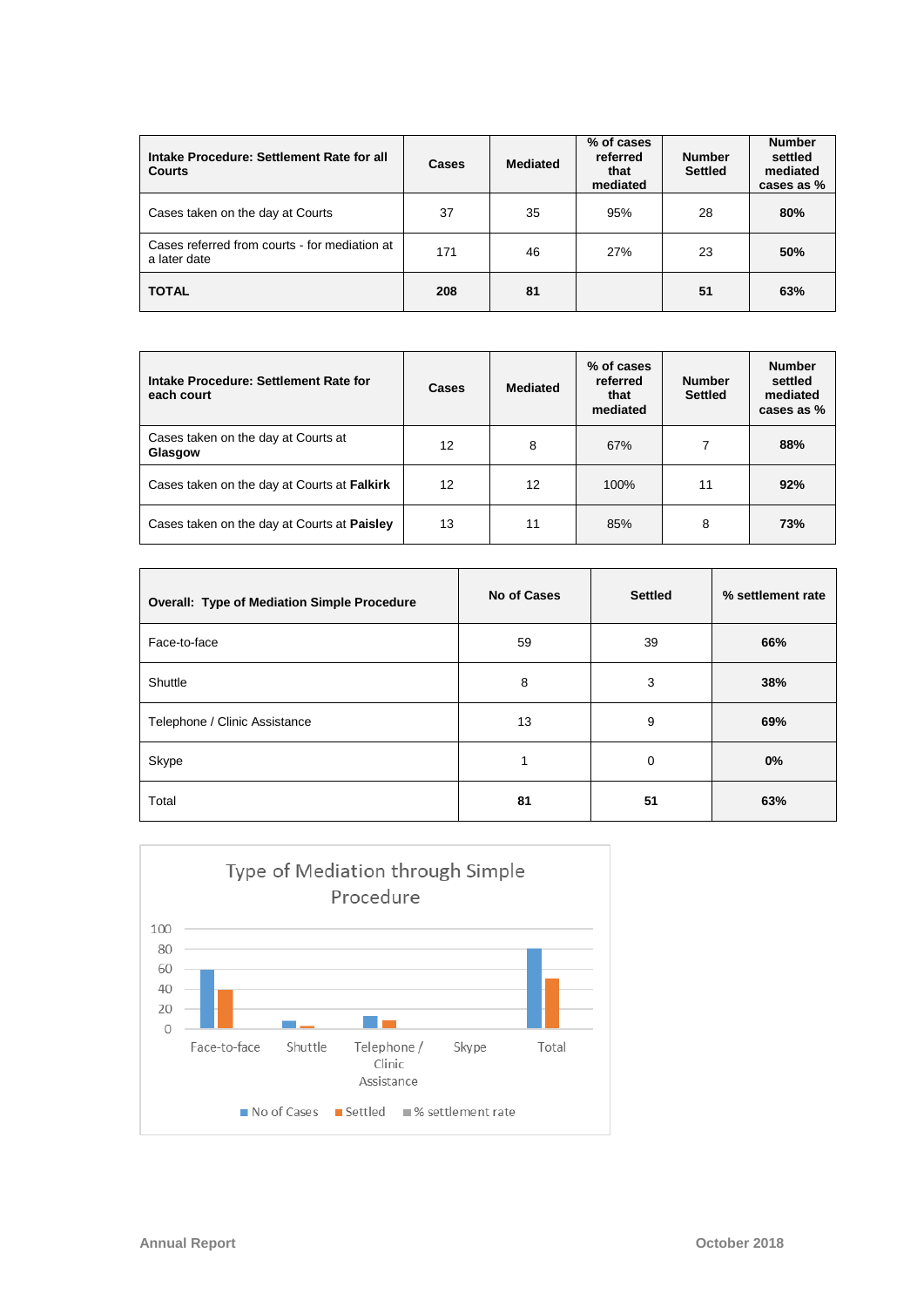| Intake Procedure: Settlement Rate for all Courts | Cases | Mediated | % of cases referred that mediated | Number Settled | Number settled mediated cases as % |
|---|---|---|---|---|---|
| Cases taken on the day at Courts | 37 | 35 | 95% | 28 | **80%** |
| Cases referred from courts - for mediation at a later date | 171 | 46 | 27% | 23 | **50%** |
| **TOTAL** | **208** | **81** | | **51** | **63%** |

| Intake Procedure: Settlement Rate for each court | Cases | Mediated | % of cases referred that mediated | Number Settled | Number settled mediated cases as % |
|---|---|---|---|---|---|
| Cases taken on the day at Courts at **Glasgow** | 12 | 8 | 67% | 7 | **88%** |
| Cases taken on the day at Courts at **Falkirk** | 12 | 12 | 100% | 11 | **92%** |
| Cases taken on the day at Courts at **Paisley** | 13 | 11 | 85% | 8 | **73%** |

| Overall: Type of Mediation Simple Procedure | No of Cases | Settled | % settlement rate |
|---|---|---|---|
| Face-to-face | 59 | 39 | **66%** |
| Shuttle | 8 | 3 | **38%** |
| Telephone / Clinic Assistance | 13 | 9 | **69%** |
| Skype | 1 | 0 | **0%** |
| Total | **81** | **51** | **63%** |

Type of Mediation through Simple Procedure

| | No of Cases | Settled | % settlement rate |
|---|---|---|---|
| Face-to-face | 59 | 39 | |
| Shuttle | 8 | 3 | |
| Telephone / Clinic Assistance | 13 | 9 | |
| Skype | 1 | 0 | |
| Total | 81 | 51 | |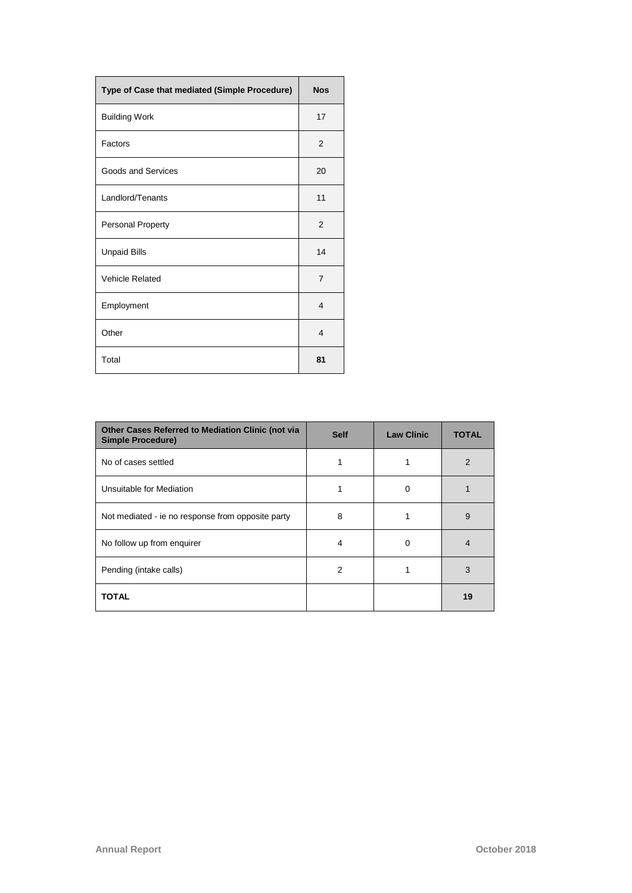| Type of Case that mediated (Simple Procedure) | Nos |
|---|---|
| Building Work | 17 |
| Factors | 2 |
| Goods and Services | 20 |
| Landlord/Tenants | 11 |
| Personal Property | 2 |
| Unpaid Bills | 14 |
| Vehicle Related | 7 |
| Employment | 4 |
| Other | 4 |
| Total | **81** |

| Other Cases Referred to Mediation Clinic (not via Simple Procedure) | Self | Law Clinic | TOTAL |
|---|---|---|---|
| No of cases settled | 1 | 1 | 2 |
| Unsuitable for Mediation | 1 | 0 | 1 |
| Not mediated - ie no response from opposite party | 8 | 1 | 9 |
| No follow up from enquirer | 4 | 0 | 4 |
| Pending (intake calls) | 2 | 1 | 3 |
| **TOTAL** | | | **19** |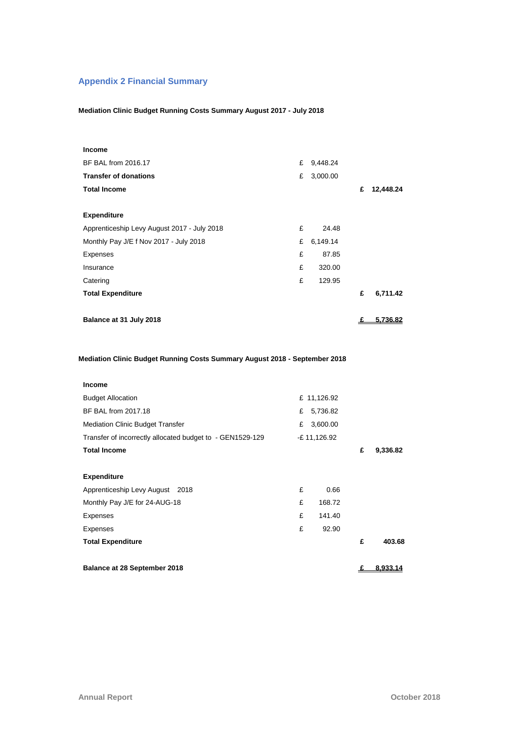## Appendix 2 Financial Summary

**Mediation Clinic Budget Running Costs Summary August 2017 - July 2018**

| | | |
|---|---|---|
| **Income** | | |
| BF BAL from 2016.17 | £ 9,448.24 | |
| **Transfer of donations** | £ 3,000.00 | |
| **Total Income** | | **£ 12,448.24** |
| | | |
| **Expenditure** | | |
| Apprenticeship Levy August 2017 - July 2018 | £ 24.48 | |
| Monthly Pay J/E f Nov 2017 - July 2018 | £ 6,149.14 | |
| Expenses | £ 87.85 | |
| Insurance | £ 320.00 | |
| Catering | £ 129.95 | |
| **Total Expenditure** | | **£ 6,711.42** |
| | | |
| **Balance at 31 July 2018** | | **£ 5,736.82** |

**Mediation Clinic Budget Running Costs Summary August 2018 - September 2018**

| | | |
|---|---|---|
| **Income** | | |
| Budget Allocation | £ 11,126.92 | |
| BF BAL from 2017.18 | £ 5,736.82 | |
| Mediation Clinic Budget Transfer | £ 3,600.00 | |
| Transfer of incorrectly allocated budget to - GEN1529-129 | -£ 11,126.92 | |
| **Total Income** | | **£ 9,336.82** |
| | | |
| **Expenditure** | | |
| Apprenticeship Levy August 2018 | £ 0.66 | |
| Monthly Pay J/E for 24-AUG-18 | £ 168.72 | |
| Expenses | £ 141.40 | |
| Expenses | £ 92.90 | |
| **Total Expenditure** | | **£ 403.68** |
| | | |
| **Balance at 28 September 2018** | | **£ 8,933.14** |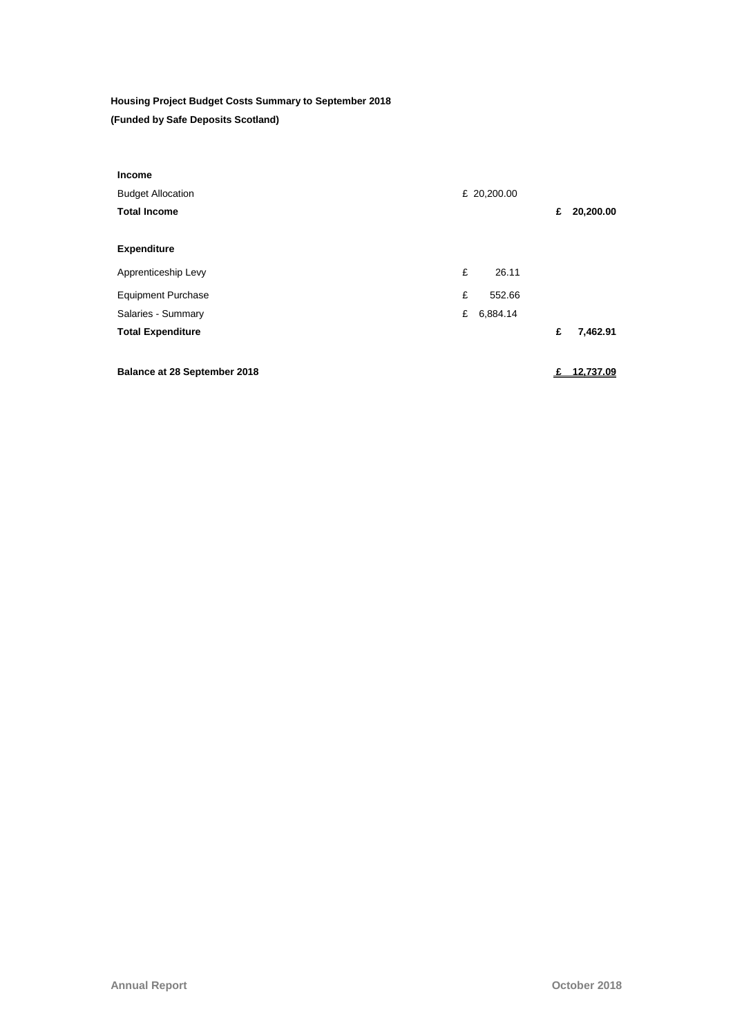**Housing Project Budget Costs Summary to September 2018**

**(Funded by Safe Deposits Scotland)**

| | | |
|---|---|---|
| **Income** | | |
| Budget Allocation | £ 20,200.00 | |
| **Total Income** | | **£ 20,200.00** |
| | | |
| **Expenditure** | | |
| Apprenticeship Levy | £ 26.11 | |
| Equipment Purchase | £ 552.66 | |
| Salaries - Summary | £ 6,884.14 | |
| **Total Expenditure** | | **£ 7,462.91** |
| | | |
| **Balance at 28 September 2018** | | **£ 12,737.09** |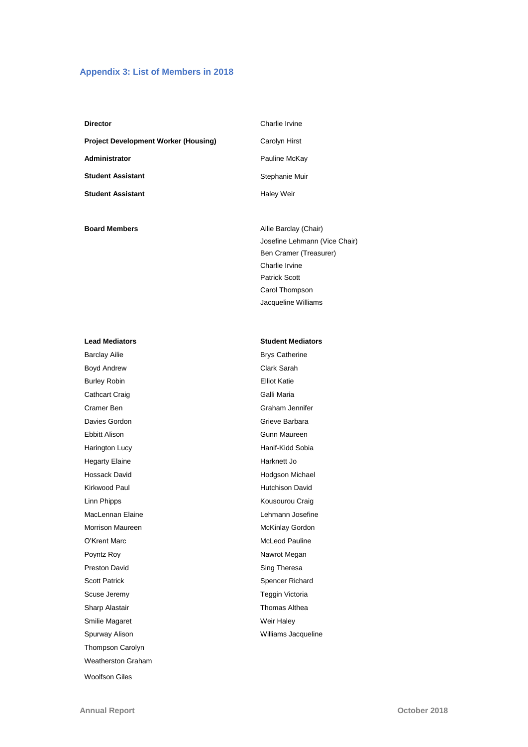## Appendix 3: List of Members in 2018

| | |
|---|---|
| **Director** | Charlie Irvine |
| **Project Development Worker (Housing)** | Carolyn Hirst |
| **Administrator** | Pauline McKay |
| **Student Assistant** | Stephanie Muir |
| **Student Assistant** | Haley Weir |

**Board Members**

- Ailie Barclay (Chair)
- Josefine Lehmann (Vice Chair)
- Ben Cramer (Treasurer)
- Charlie Irvine
- Patrick Scott
- Carol Thompson
- Jacqueline Williams

| **Lead Mediators** | **Student Mediators** |
|---|---|
| Barclay Ailie | Brys Catherine |
| Boyd Andrew | Clark Sarah |
| Burley Robin | Elliot Katie |
| Cathcart Craig | Galli Maria |
| Cramer Ben | Graham Jennifer |
| Davies Gordon | Grieve Barbara |
| Ebbitt Alison | Gunn Maureen |
| Harington Lucy | Hanif-Kidd Sobia |
| Hegarty Elaine | Harknett Jo |
| Hossack David | Hodgson Michael |
| Kirkwood Paul | Hutchison David |
| Linn Phipps | Kousourou Craig |
| MacLennan Elaine | Lehmann Josefine |
| Morrison Maureen | McKinlay Gordon |
| O'Krent Marc | McLeod Pauline |
| Poyntz Roy | Nawrot Megan |
| Preston David | Sing Theresa |
| Scott Patrick | Spencer Richard |
| Scuse Jeremy | Teggin Victoria |
| Sharp Alastair | Thomas Althea |
| Smilie Magaret | Weir Haley |
| Spurway Alison | Williams Jacqueline |
| Thompson Carolyn | |
| Weatherston Graham | |
| Woolfson Giles | |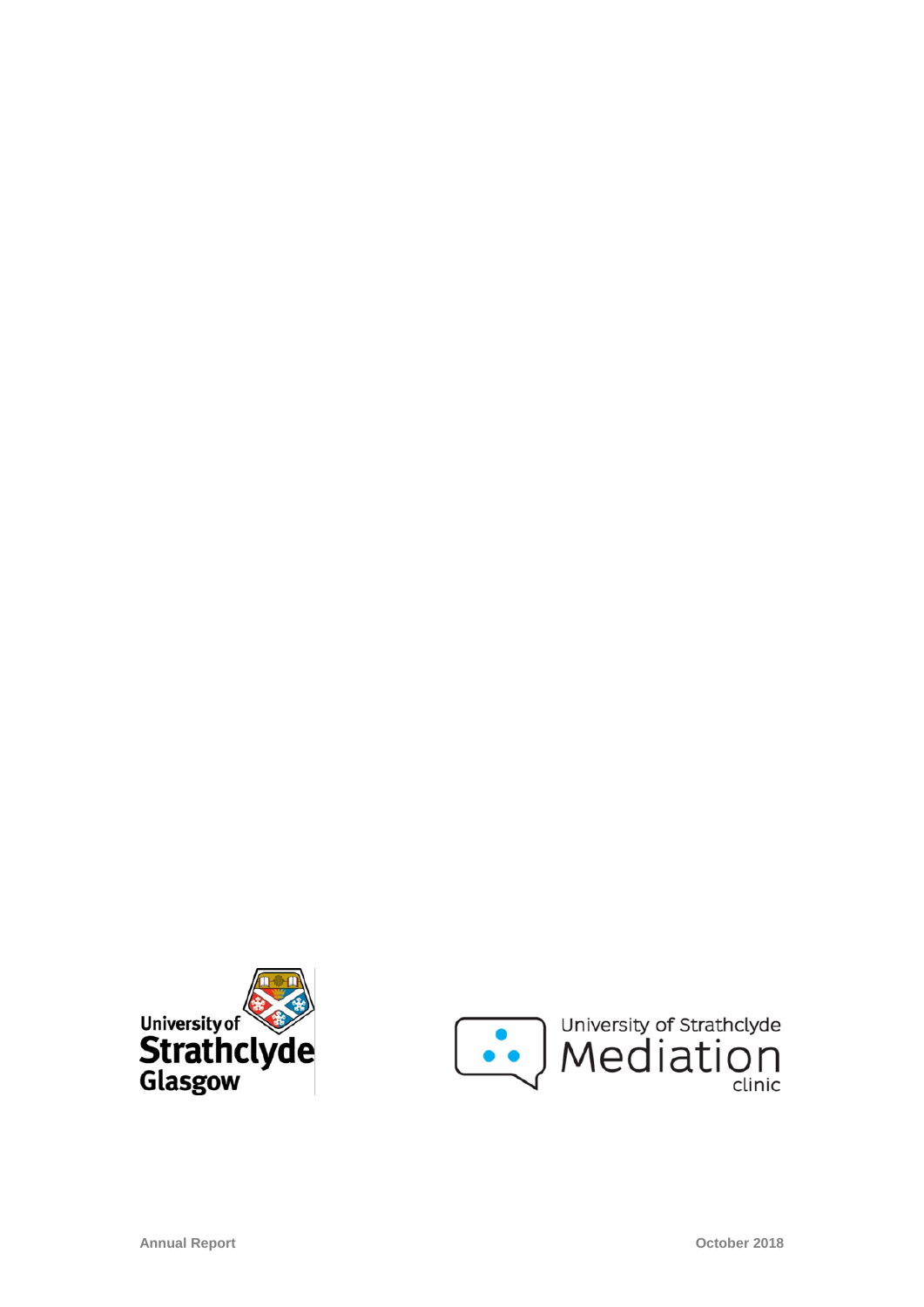University of Strathclyde Glasgow

University of Strathclyde Mediation clinic

Annual Report

October 2018